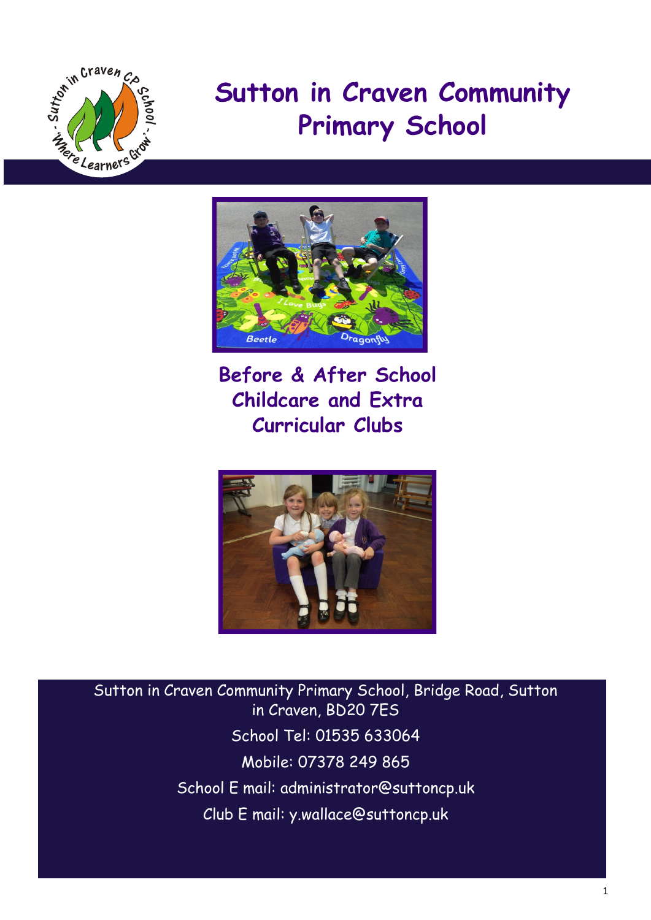# Sutton in Craven Community Primary School

## Before & After School Childcare and Extra Curricular Clubs

Sutton in Craven Community Primary School, Bridge Road, Sutton in Craven, BD20 7ES

School Tel: 01535 633064

Mobile: 07378 249 865

School E mail: administrator@suttoncp.uk

Club E mail: y.wallace@suttoncp.uk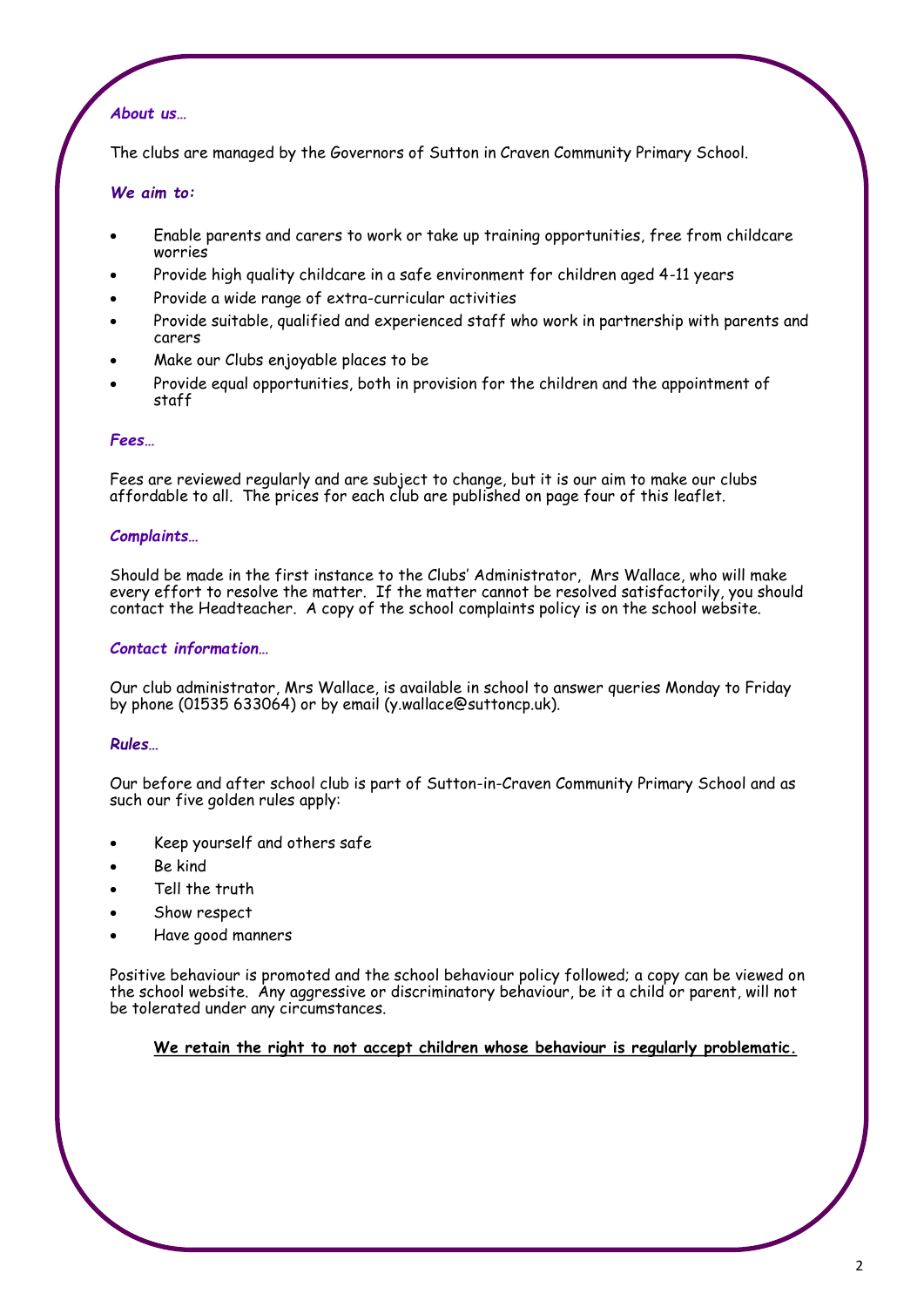### *About us…*

The clubs are managed by the Governors of Sutton in Craven Community Primary School.

### *We aim to:*

- Enable parents and carers to work or take up training opportunities, free from childcare worries
- Provide high quality childcare in a safe environment for children aged 4-11 years
- Provide a wide range of extra-curricular activities
- Provide suitable, qualified and experienced staff who work in partnership with parents and carers
- Make our Clubs enjoyable places to be
- Provide equal opportunities, both in provision for the children and the appointment of staff

### *Fees…*

Fees are reviewed regularly and are subject to change, but it is our aim to make our clubs affordable to all. The prices for each club are published on page four of this leaflet.

### *Complaints…*

Should be made in the first instance to the Clubs' Administrator, Mrs Wallace, who will make every effort to resolve the matter. If the matter cannot be resolved satisfactorily, you should contact the Headteacher. A copy of the school complaints policy is on the school website.

### *Contact information…*

Our club administrator, Mrs Wallace, is available in school to answer queries Monday to Friday by phone (01535 633064) or by email (y.wallace@suttoncp.uk).

### *Rules…*

Our before and after school club is part of Sutton-in-Craven Community Primary School and as such our five golden rules apply:

- Keep yourself and others safe
- Be kind
- Tell the truth
- Show respect
- Have good manners

Positive behaviour is promoted and the school behaviour policy followed; a copy can be viewed on the school website. Any aggressive or discriminatory behaviour, be it a child or parent, will not be tolerated under any circumstances.

**<u>We retain the right to not accept children whose behaviour is regularly problematic.</u>**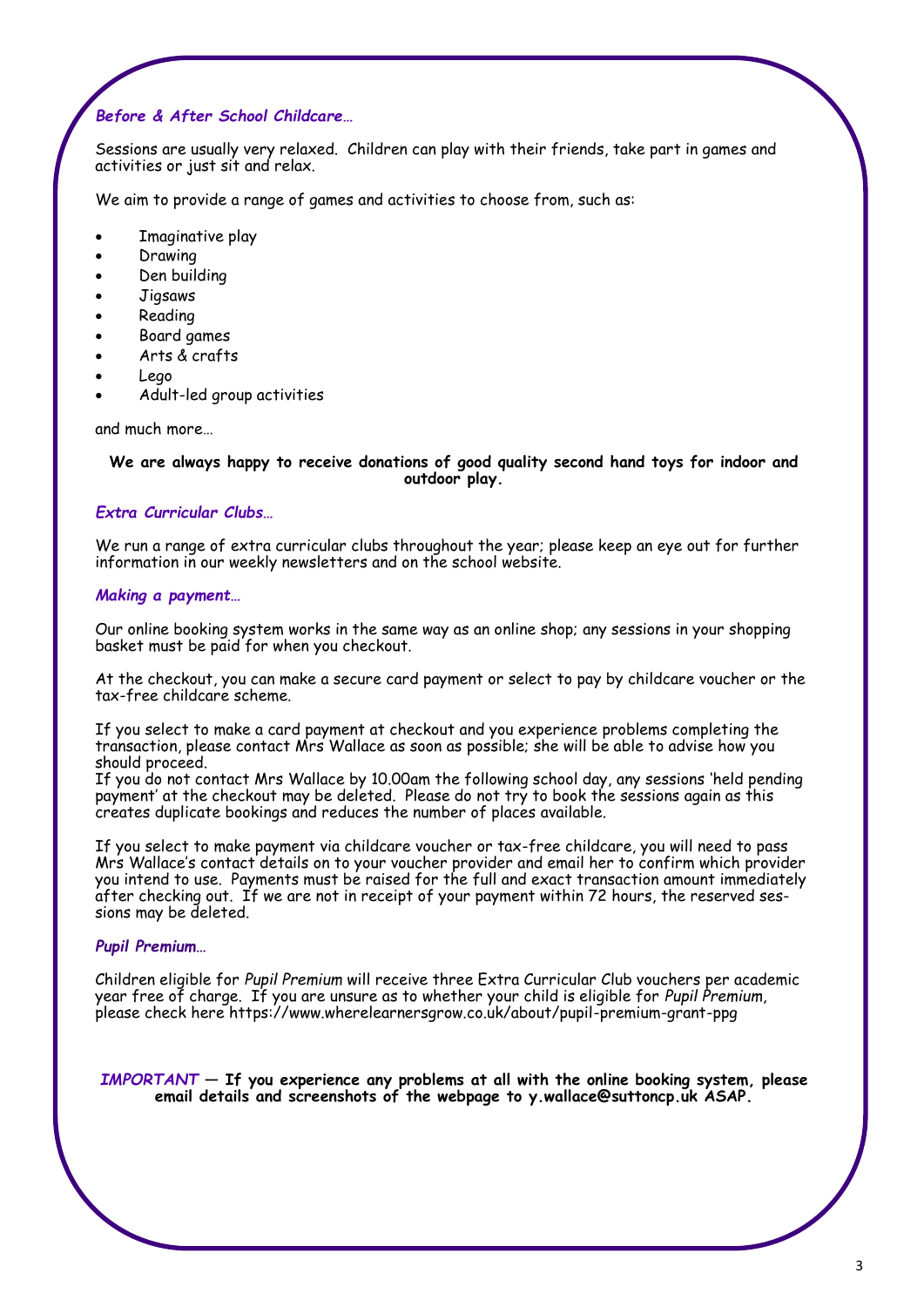### *Before & After School Childcare…*

Sessions are usually very relaxed. Children can play with their friends, take part in games and activities or just sit and relax.

We aim to provide a range of games and activities to choose from, such as:

- Imaginative play
- Drawing
- Den building
- Jigsaws
- Reading
- Board games
- Arts & crafts
- Lego
- Adult-led group activities

and much more…

**We are always happy to receive donations of good quality second hand toys for indoor and outdoor play.**

### *Extra Curricular Clubs…*

We run a range of extra curricular clubs throughout the year; please keep an eye out for further information in our weekly newsletters and on the school website.

### *Making a payment…*

Our online booking system works in the same way as an online shop; any sessions in your shopping basket must be paid for when you checkout.

At the checkout, you can make a secure card payment or select to pay by childcare voucher or the tax-free childcare scheme.

If you select to make a card payment at checkout and you experience problems completing the transaction, please contact Mrs Wallace as soon as possible; she will be able to advise how you should proceed.
If you do not contact Mrs Wallace by 10.00am the following school day, any sessions 'held pending payment' at the checkout may be deleted. Please do not try to book the sessions again as this creates duplicate bookings and reduces the number of places available.

If you select to make payment via childcare voucher or tax-free childcare, you will need to pass Mrs Wallace's contact details on to your voucher provider and email her to confirm which provider you intend to use. Payments must be raised for the full and exact transaction amount immediately after checking out. If we are not in receipt of your payment within 72 hours, the reserved sessions may be deleted.

### *Pupil Premium…*

Children eligible for *Pupil Premium* will receive three Extra Curricular Club vouchers per academic year free of charge. If you are unsure as to whether your child is eligible for *Pupil Premium*, please check here https://www.wherelearnersgrow.co.uk/about/pupil-premium-grant-ppg

*IMPORTANT* — **If you experience any problems at all with the online booking system, please email details and screenshots of the webpage to y.wallace@suttoncp.uk ASAP.**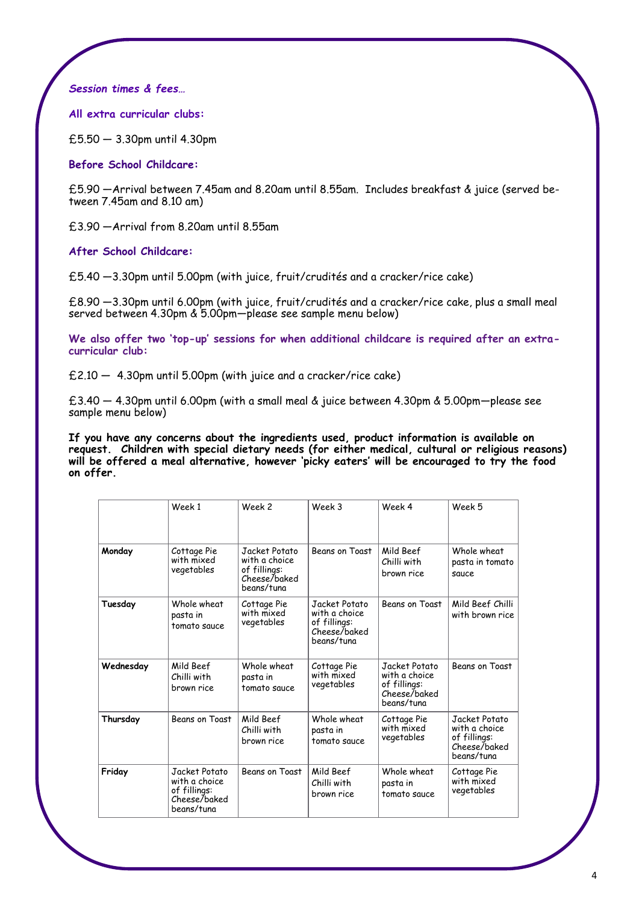***Session times & fees…***

**All extra curricular clubs:**

£5.50 — 3.30pm until 4.30pm

**Before School Childcare:**

£5.90 —Arrival between 7.45am and 8.20am until 8.55am. Includes breakfast & juice (served between 7.45am and 8.10 am)

£3.90 —Arrival from 8.20am until 8.55am

**After School Childcare:**

£5.40 —3.30pm until 5.00pm (with juice, fruit/crudités and a cracker/rice cake)

£8.90 —3.30pm until 6.00pm (with juice, fruit/crudités and a cracker/rice cake, plus a small meal served between 4.30pm & 5.00pm—please see sample menu below)

**We also offer two 'top-up' sessions for when additional childcare is required after an extra-curricular club:**

£2.10 — 4.30pm until 5.00pm (with juice and a cracker/rice cake)

£3.40 — 4.30pm until 6.00pm (with a small meal & juice between 4.30pm & 5.00pm—please see sample menu below)

**If you have any concerns about the ingredients used, product information is available on request. Children with special dietary needs (for either medical, cultural or religious reasons) will be offered a meal alternative, however 'picky eaters' will be encouraged to try the food on offer.**

| | Week 1 | Week 2 | Week 3 | Week 4 | Week 5 |
|---|---|---|---|---|---|
| **Monday** | Cottage Pie with mixed vegetables | Jacket Potato with a choice of fillings: Cheese/baked beans/tuna | Beans on Toast | Mild Beef Chilli with brown rice | Whole wheat pasta in tomato sauce |
| **Tuesday** | Whole wheat pasta in tomato sauce | Cottage Pie with mixed vegetables | Jacket Potato with a choice of fillings: Cheese/baked beans/tuna | Beans on Toast | Mild Beef Chilli with brown rice |
| **Wednesday** | Mild Beef Chilli with brown rice | Whole wheat pasta in tomato sauce | Cottage Pie with mixed vegetables | Jacket Potato with a choice of fillings: Cheese/baked beans/tuna | Beans on Toast |
| **Thursday** | Beans on Toast | Mild Beef Chilli with brown rice | Whole wheat pasta in tomato sauce | Cottage Pie with mixed vegetables | Jacket Potato with a choice of fillings: Cheese/baked beans/tuna |
| **Friday** | Jacket Potato with a choice of fillings: Cheese/baked beans/tuna | Beans on Toast | Mild Beef Chilli with brown rice | Whole wheat pasta in tomato sauce | Cottage Pie with mixed vegetables |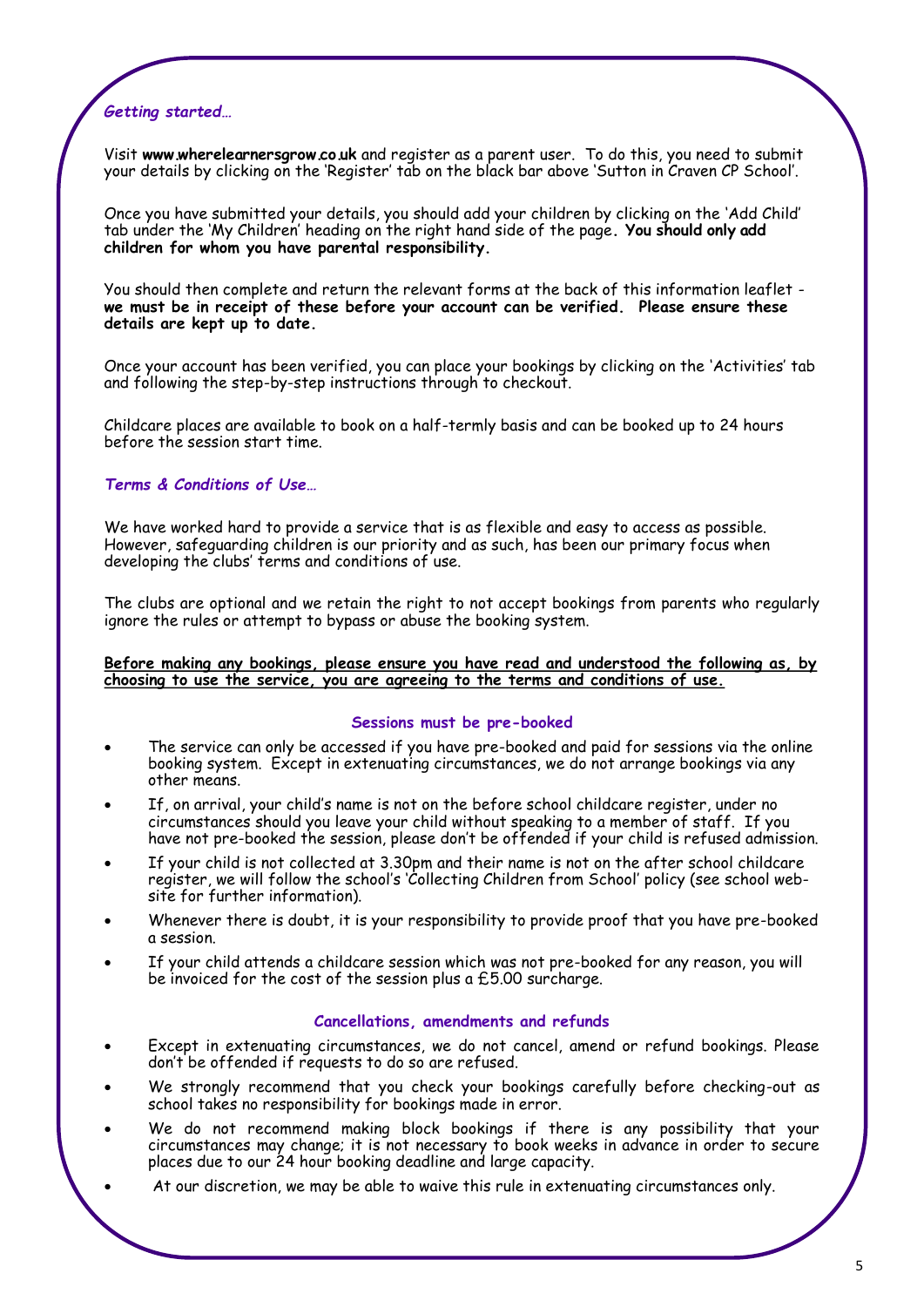*Getting started…*

Visit **www.wherelearnersgrow.co.uk** and register as a parent user. To do this, you need to submit your details by clicking on the 'Register' tab on the black bar above 'Sutton in Craven CP School'.

Once you have submitted your details, you should add your children by clicking on the 'Add Child' tab under the 'My Children' heading on the right hand side of the page**. You should only add children for whom you have parental responsibility.**

You should then complete and return the relevant forms at the back of this information leaflet - **we must be in receipt of these before your account can be verified. Please ensure these details are kept up to date.**

Once your account has been verified, you can place your bookings by clicking on the 'Activities' tab and following the step-by-step instructions through to checkout.

Childcare places are available to book on a half-termly basis and can be booked up to 24 hours before the session start time.

*Terms & Conditions of Use…*

We have worked hard to provide a service that is as flexible and easy to access as possible. However, safeguarding children is our priority and as such, has been our primary focus when developing the clubs' terms and conditions of use.

The clubs are optional and we retain the right to not accept bookings from parents who regularly ignore the rules or attempt to bypass or abuse the booking system.

<u>**Before making any bookings, please ensure you have read and understood the following as, by choosing to use the service, you are agreeing to the terms and conditions of use.**</u>

**Sessions must be pre-booked**

- The service can only be accessed if you have pre-booked and paid for sessions via the online booking system. Except in extenuating circumstances, we do not arrange bookings via any other means.
- If, on arrival, your child's name is not on the before school childcare register, under no circumstances should you leave your child without speaking to a member of staff. If you have not pre-booked the session, please don't be offended if your child is refused admission.
- If your child is not collected at 3.30pm and their name is not on the after school childcare register, we will follow the school's 'Collecting Children from School' policy (see school website for further information).
- Whenever there is doubt, it is your responsibility to provide proof that you have pre-booked a session.
- If your child attends a childcare session which was not pre-booked for any reason, you will be invoiced for the cost of the session plus a £5.00 surcharge.

**Cancellations, amendments and refunds**

- Except in extenuating circumstances, we do not cancel, amend or refund bookings. Please don't be offended if requests to do so are refused.
- We strongly recommend that you check your bookings carefully before checking-out as school takes no responsibility for bookings made in error.
- We do not recommend making block bookings if there is any possibility that your circumstances may change; it is not necessary to book weeks in advance in order to secure places due to our 24 hour booking deadline and large capacity.
- At our discretion, we may be able to waive this rule in extenuating circumstances only.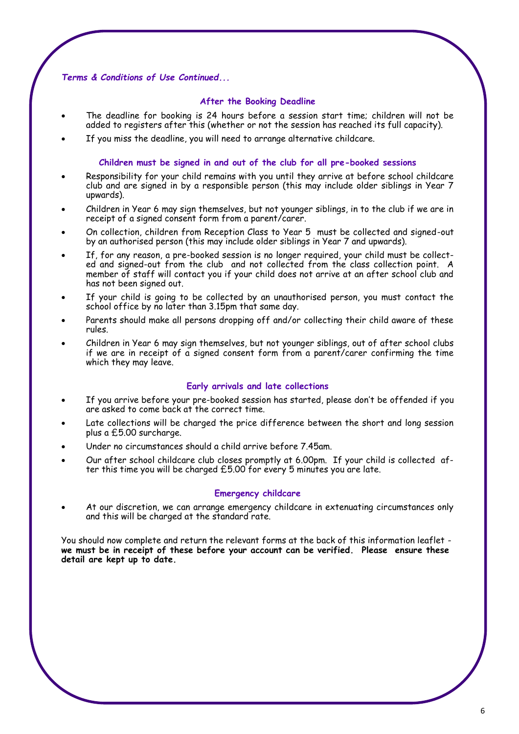***Terms & Conditions of Use Continued...***

### After the Booking Deadline

- The deadline for booking is 24 hours before a session start time; children will not be added to registers after this (whether or not the session has reached its full capacity).
- If you miss the deadline, you will need to arrange alternative childcare.

### Children must be signed in and out of the club for all pre-booked sessions

- Responsibility for your child remains with you until they arrive at before school childcare club and are signed in by a responsible person (this may include older siblings in Year 7 upwards).
- Children in Year 6 may sign themselves, but not younger siblings, in to the club if we are in receipt of a signed consent form from a parent/carer.
- On collection, children from Reception Class to Year 5 must be collected and signed-out by an authorised person (this may include older siblings in Year 7 and upwards).
- If, for any reason, a pre-booked session is no longer required, your child must be collected and signed-out from the club and not collected from the class collection point. A member of staff will contact you if your child does not arrive at an after school club and has not been signed out.
- If your child is going to be collected by an unauthorised person, you must contact the school office by no later than 3.15pm that same day.
- Parents should make all persons dropping off and/or collecting their child aware of these rules.
- Children in Year 6 may sign themselves, but not younger siblings, out of after school clubs if we are in receipt of a signed consent form from a parent/carer confirming the time which they may leave.

### Early arrivals and late collections

- If you arrive before your pre-booked session has started, please don't be offended if you are asked to come back at the correct time.
- Late collections will be charged the price difference between the short and long session plus a £5.00 surcharge.
- Under no circumstances should a child arrive before 7.45am.
- Our after school childcare club closes promptly at 6.00pm. If your child is collected after this time you will be charged £5.00 for every 5 minutes you are late.

### Emergency childcare

- At our discretion, we can arrange emergency childcare in extenuating circumstances only and this will be charged at the standard rate.

You should now complete and return the relevant forms at the back of this information leaflet - **we must be in receipt of these before your account can be verified. Please ensure these detail are kept up to date.**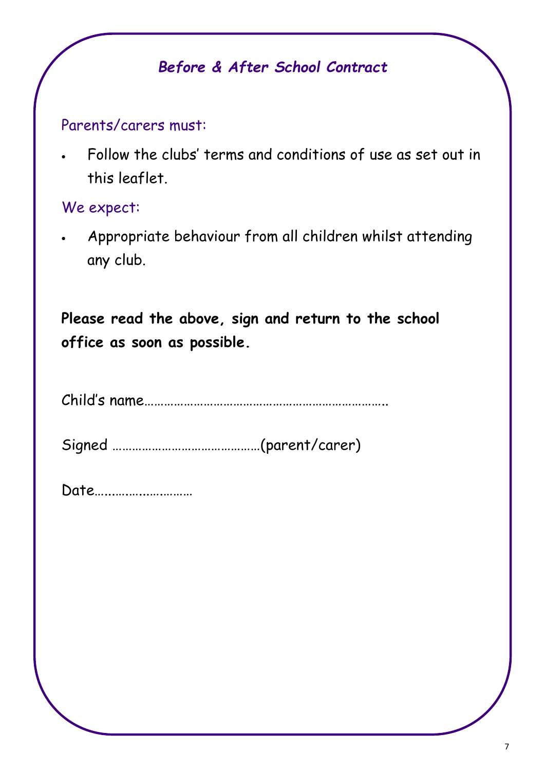## *Before & After School Contract*

Parents/carers must:

- Follow the clubs' terms and conditions of use as set out in this leaflet.

We expect:

- Appropriate behaviour from all children whilst attending any club.

**Please read the above, sign and return to the school office as soon as possible.**

Child's name…………………………………………………………….

Signed ………………………………………(parent/carer)

Date……………………….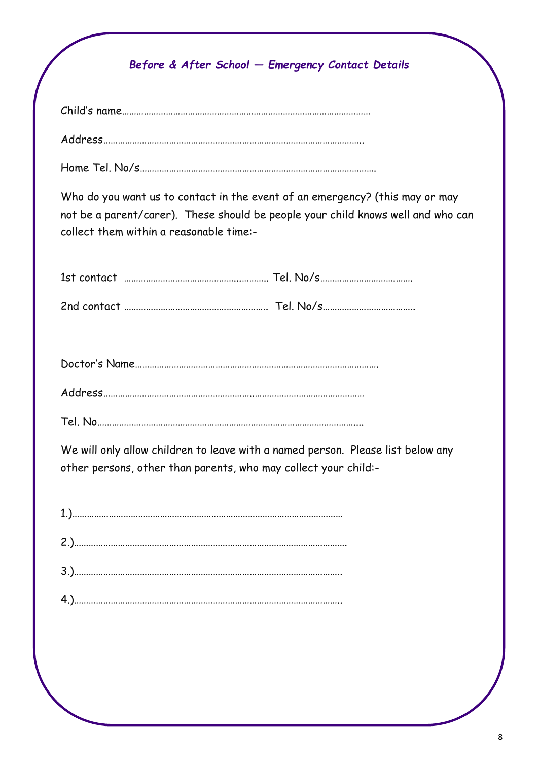## *Before & After School — Emergency Contact Details*

Child's name……………………………………………………………………………………………

Address………………………………………………………………………………………………..

Home Tel. No/s……………………………………………………………………………………….

Who do you want us to contact in the event of an emergency? (this may or may not be a parent/carer). These should be people your child knows well and who can collect them within a reasonable time:-

1st contact ………………………………………..……….. Tel. No/s……………………….…….

2nd contact …………………………………………………. Tel. No/s……………………………….

Doctor's Name……………………………………………………………………………………….

Address…………………………………………………..……………………………………………

Tel. No……………………………………………………………………………………………....

We will only allow children to leave with a named person. Please list below any other persons, other than parents, who may collect your child:-

1.)……………………………………………………………………………………………………

2.)…………………………………………………………………………………………………….

3.)……………………………………………………………………………………………………..

4.)……………………………………………………………………………………………………..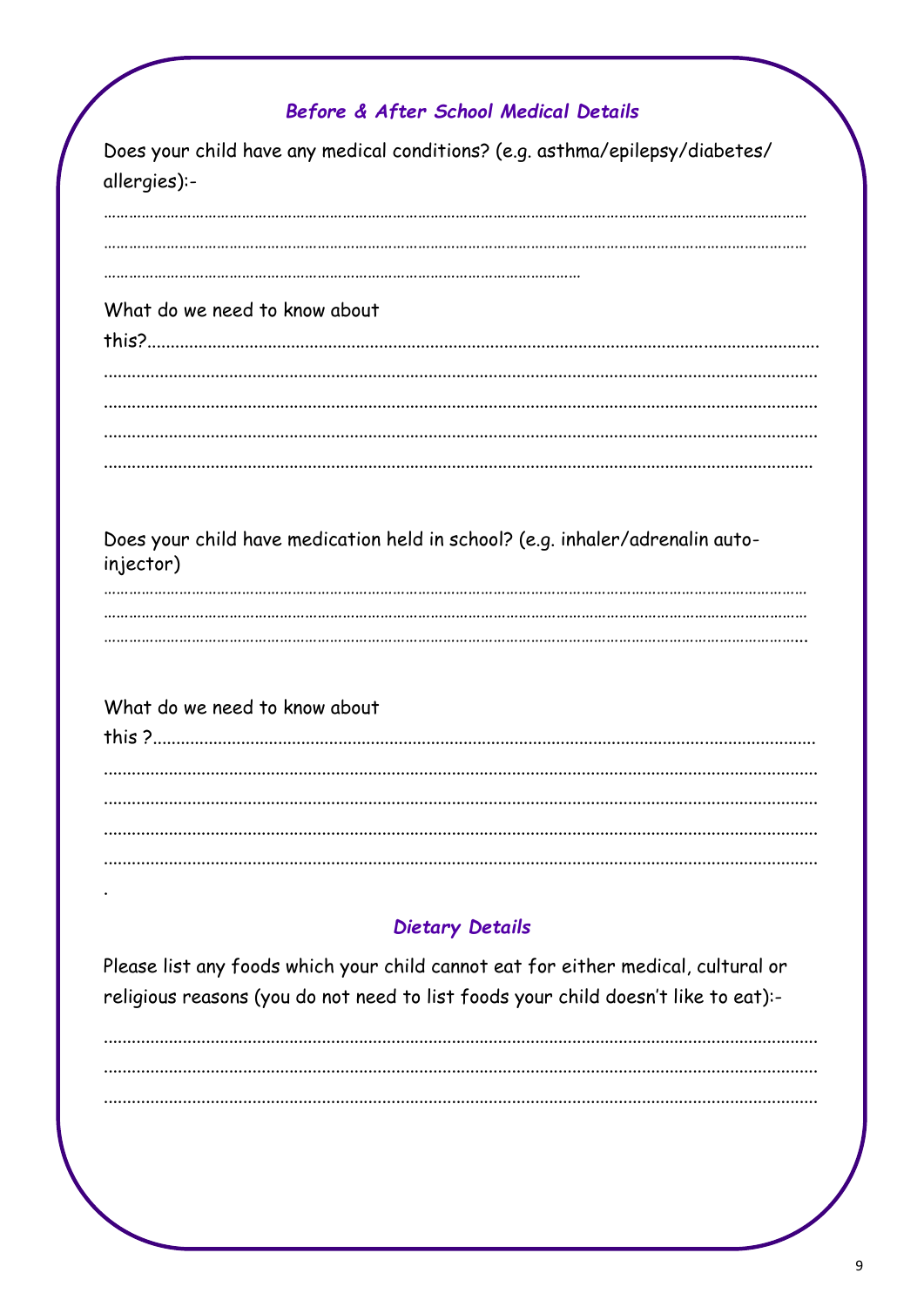### *Before & After School Medical Details*

Does your child have any medical conditions? (e.g. asthma/epilepsy/diabetes/ allergies):-

……………………………………………………………………………………………………………………………………………

……………………………………………………………………………………………………………………………………………

……………………………………………………………………………………………………

What do we need to know about this?……………………………………………………………………………………………

……………………………………………………………………………………………………………………………………………

……………………………………………………………………………………………………………………………………………

……………………………………………………………………………………………………………………………………………

……………………………………………………………………………………………………………………………………………

Does your child have medication held in school? (e.g. inhaler/adrenalin auto-injector)

……………………………………………………………………………………………………………………………………………

……………………………………………………………………………………………………………………………………………

……………………………………………………………………………………………………………………………………………

What do we need to know about this ?……………………………………………………………………………………………

……………………………………………………………………………………………………………………………………………

……………………………………………………………………………………………………………………………………………

……………………………………………………………………………………………………………………………………………

……………………………………………………………………………………………………………………………………………

.

### *Dietary Details*

Please list any foods which your child cannot eat for either medical, cultural or religious reasons (you do not need to list foods your child doesn't like to eat):-

……………………………………………………………………………………………………………………………………………

……………………………………………………………………………………………………………………………………………

……………………………………………………………………………………………………………………………………………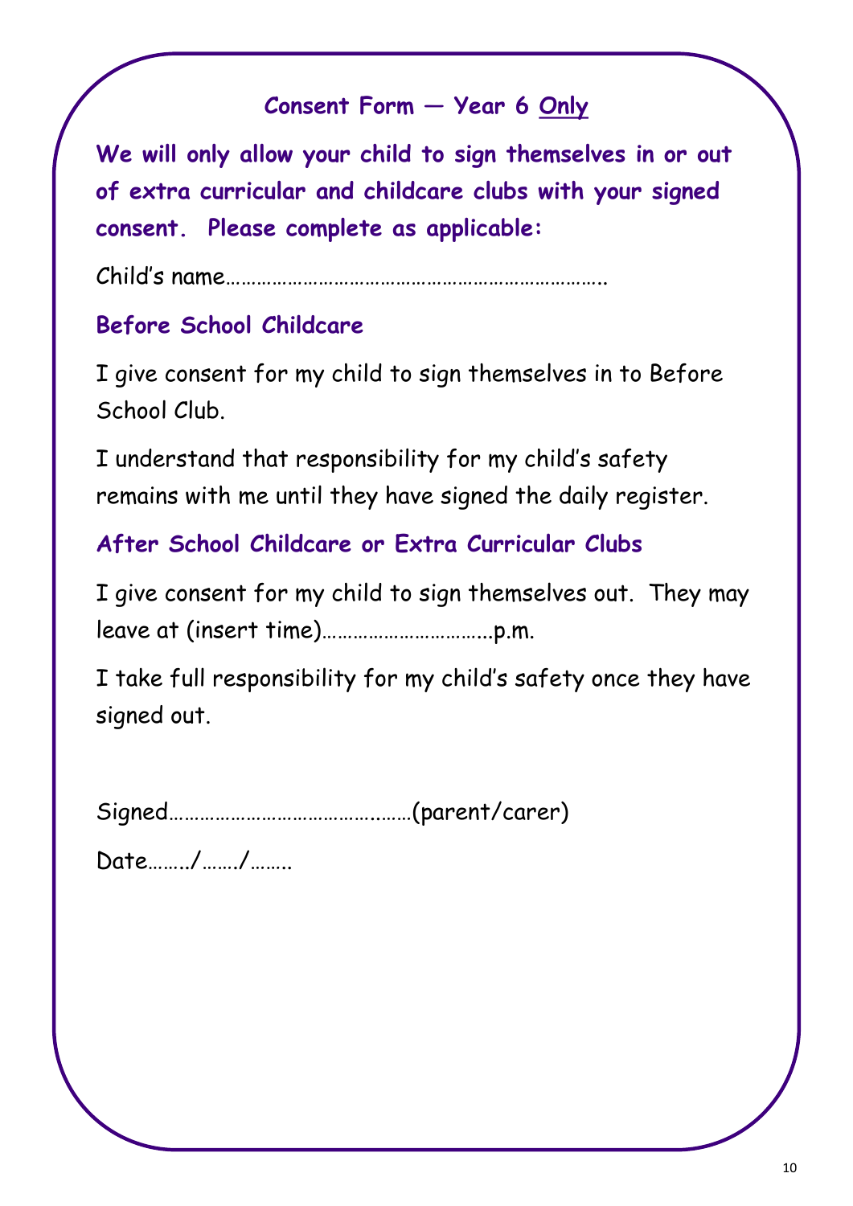## Consent Form — Year 6 Only

**We will only allow your child to sign themselves in or out of extra curricular and childcare clubs with your signed consent. Please complete as applicable:**

Child's name…………………………………………………………………….

### Before School Childcare

I give consent for my child to sign themselves in to Before School Club.

I understand that responsibility for my child's safety remains with me until they have signed the daily register.

### After School Childcare or Extra Curricular Clubs

I give consent for my child to sign themselves out. They may leave at (insert time)…………………………...p.m.

I take full responsibility for my child's safety once they have signed out.

Signed…………………………………..……(parent/carer)

Date……../……./……..